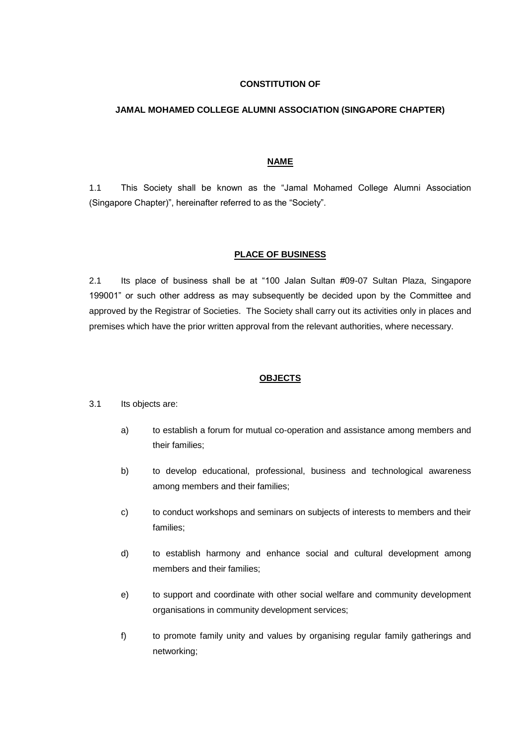**CONSTITUTION OF**

**JAMAL MOHAMED COLLEGE ALUMNI ASSOCIATION (SINGAPORE CHAPTER)**

## NAME

1.1 This Society shall be known as the "Jamal Mohamed College Alumni Association (Singapore Chapter)", hereinafter referred to as the "Society".

## PLACE OF BUSINESS

2.1 Its place of business shall be at "100 Jalan Sultan #09-07 Sultan Plaza, Singapore 199001" or such other address as may subsequently be decided upon by the Committee and approved by the Registrar of Societies. The Society shall carry out its activities only in places and premises which have the prior written approval from the relevant authorities, where necessary.

## OBJECTS

3.1 Its objects are:

a) to establish a forum for mutual co-operation and assistance among members and their families;

b) to develop educational, professional, business and technological awareness among members and their families;

c) to conduct workshops and seminars on subjects of interests to members and their families;

d) to establish harmony and enhance social and cultural development among members and their families;

e) to support and coordinate with other social welfare and community development organisations in community development services;

f) to promote family unity and values by organising regular family gatherings and networking;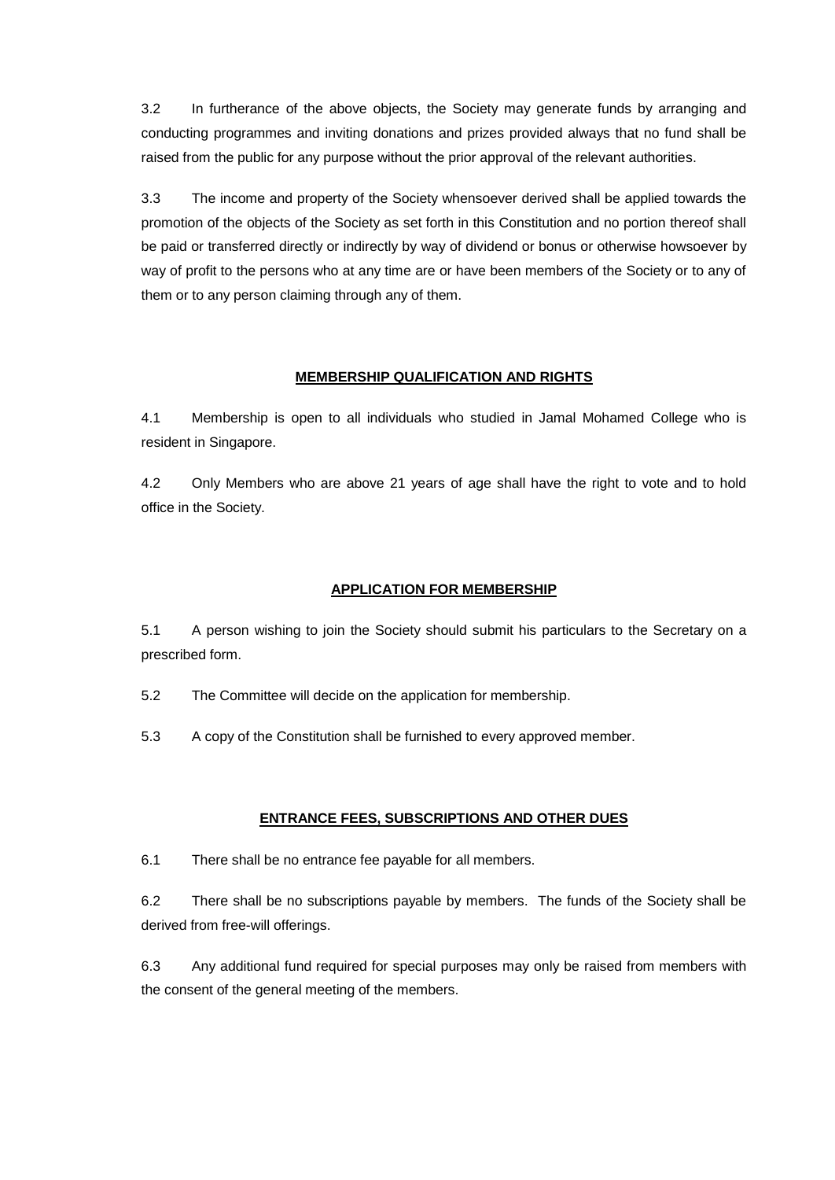3.2 In furtherance of the above objects, the Society may generate funds by arranging and conducting programmes and inviting donations and prizes provided always that no fund shall be raised from the public for any purpose without the prior approval of the relevant authorities.

3.3 The income and property of the Society whensoever derived shall be applied towards the promotion of the objects of the Society as set forth in this Constitution and no portion thereof shall be paid or transferred directly or indirectly by way of dividend or bonus or otherwise howsoever by way of profit to the persons who at any time are or have been members of the Society or to any of them or to any person claiming through any of them.

## MEMBERSHIP QUALIFICATION AND RIGHTS

4.1 Membership is open to all individuals who studied in Jamal Mohamed College who is resident in Singapore.

4.2 Only Members who are above 21 years of age shall have the right to vote and to hold office in the Society.

## APPLICATION FOR MEMBERSHIP

5.1 A person wishing to join the Society should submit his particulars to the Secretary on a prescribed form.

5.2 The Committee will decide on the application for membership.

5.3 A copy of the Constitution shall be furnished to every approved member.

## ENTRANCE FEES, SUBSCRIPTIONS AND OTHER DUES

6.1 There shall be no entrance fee payable for all members.

6.2 There shall be no subscriptions payable by members. The funds of the Society shall be derived from free-will offerings.

6.3 Any additional fund required for special purposes may only be raised from members with the consent of the general meeting of the members.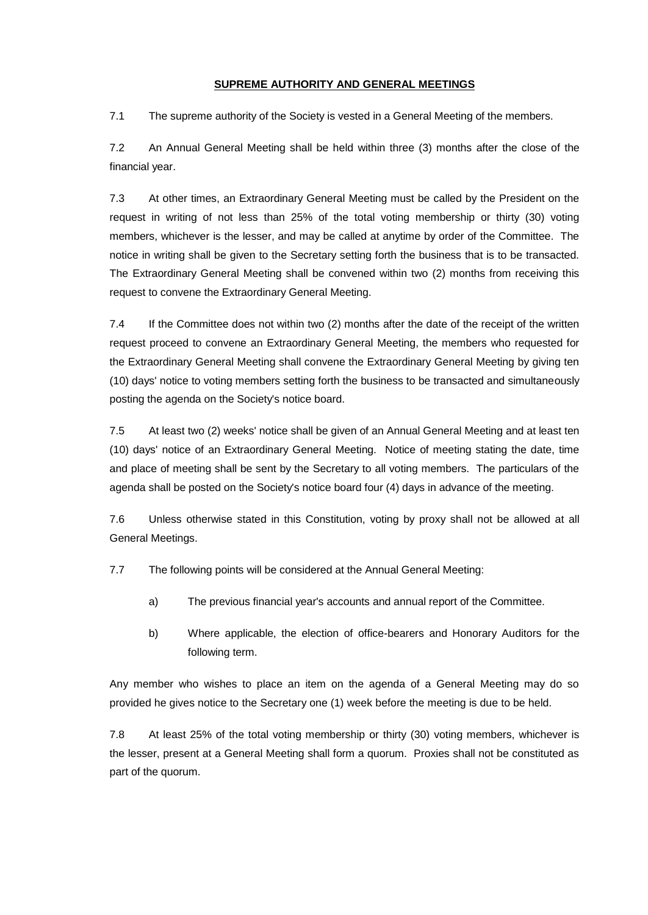## **SUPREME AUTHORITY AND GENERAL MEETINGS**

7.1 The supreme authority of the Society is vested in a General Meeting of the members.

7.2 An Annual General Meeting shall be held within three (3) months after the close of the financial year.

7.3 At other times, an Extraordinary General Meeting must be called by the President on the request in writing of not less than 25% of the total voting membership or thirty (30) voting members, whichever is the lesser, and may be called at anytime by order of the Committee. The notice in writing shall be given to the Secretary setting forth the business that is to be transacted. The Extraordinary General Meeting shall be convened within two (2) months from receiving this request to convene the Extraordinary General Meeting.

7.4 If the Committee does not within two (2) months after the date of the receipt of the written request proceed to convene an Extraordinary General Meeting, the members who requested for the Extraordinary General Meeting shall convene the Extraordinary General Meeting by giving ten (10) days' notice to voting members setting forth the business to be transacted and simultaneously posting the agenda on the Society's notice board.

7.5 At least two (2) weeks' notice shall be given of an Annual General Meeting and at least ten (10) days' notice of an Extraordinary General Meeting. Notice of meeting stating the date, time and place of meeting shall be sent by the Secretary to all voting members. The particulars of the agenda shall be posted on the Society's notice board four (4) days in advance of the meeting.

7.6 Unless otherwise stated in this Constitution, voting by proxy shall not be allowed at all General Meetings.

7.7 The following points will be considered at the Annual General Meeting:

a) The previous financial year's accounts and annual report of the Committee.

b) Where applicable, the election of office-bearers and Honorary Auditors for the following term.

Any member who wishes to place an item on the agenda of a General Meeting may do so provided he gives notice to the Secretary one (1) week before the meeting is due to be held.

7.8 At least 25% of the total voting membership or thirty (30) voting members, whichever is the lesser, present at a General Meeting shall form a quorum. Proxies shall not be constituted as part of the quorum.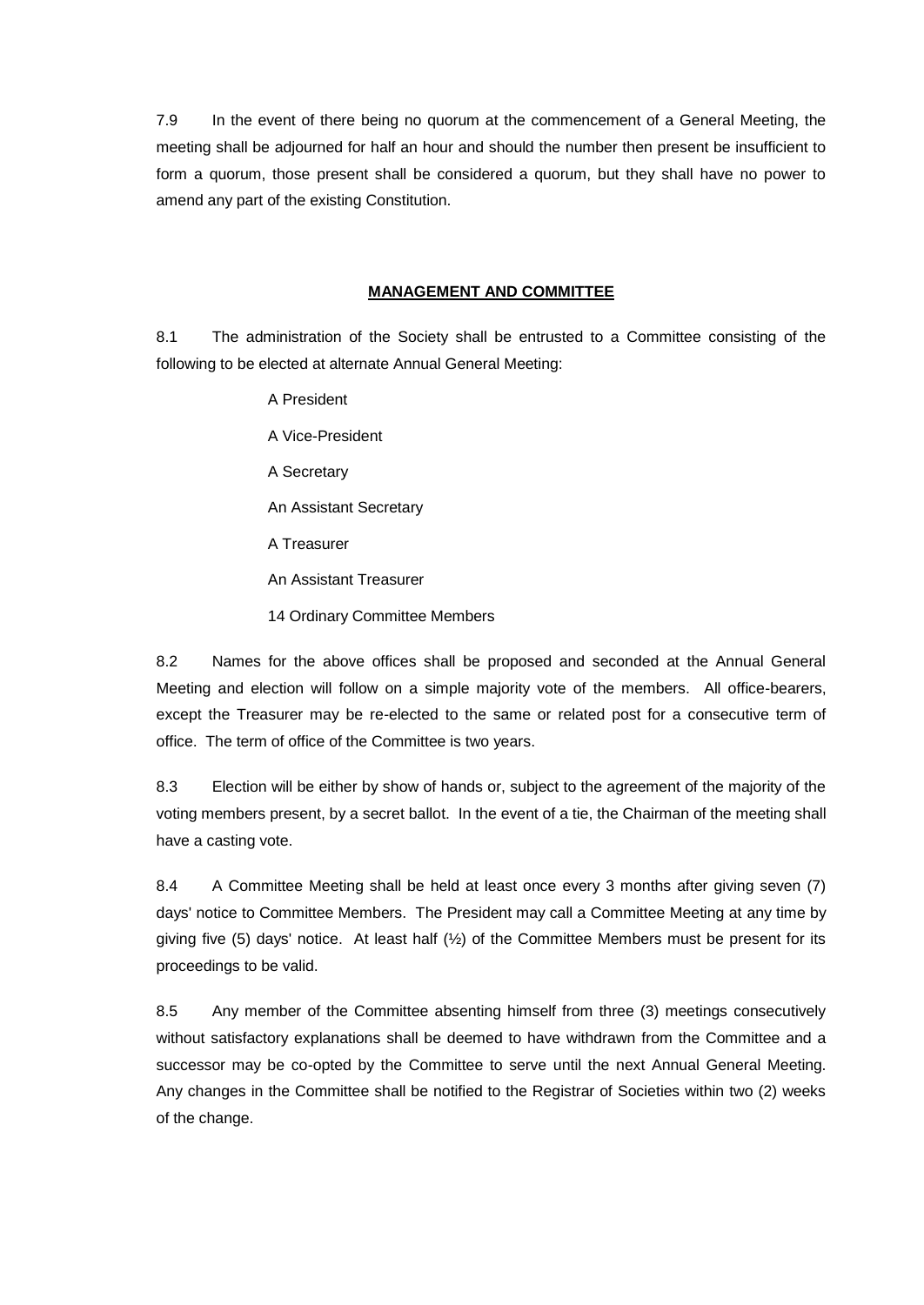7.9 In the event of there being no quorum at the commencement of a General Meeting, the meeting shall be adjourned for half an hour and should the number then present be insufficient to form a quorum, those present shall be considered a quorum, but they shall have no power to amend any part of the existing Constitution.

## MANAGEMENT AND COMMITTEE

8.1 The administration of the Society shall be entrusted to a Committee consisting of the following to be elected at alternate Annual General Meeting:

A President

A Vice-President

A Secretary

An Assistant Secretary

A Treasurer

An Assistant Treasurer

14 Ordinary Committee Members

8.2 Names for the above offices shall be proposed and seconded at the Annual General Meeting and election will follow on a simple majority vote of the members. All office-bearers, except the Treasurer may be re-elected to the same or related post for a consecutive term of office. The term of office of the Committee is two years.

8.3 Election will be either by show of hands or, subject to the agreement of the majority of the voting members present, by a secret ballot. In the event of a tie, the Chairman of the meeting shall have a casting vote.

8.4 A Committee Meeting shall be held at least once every 3 months after giving seven (7) days' notice to Committee Members. The President may call a Committee Meeting at any time by giving five (5) days' notice. At least half (½) of the Committee Members must be present for its proceedings to be valid.

8.5 Any member of the Committee absenting himself from three (3) meetings consecutively without satisfactory explanations shall be deemed to have withdrawn from the Committee and a successor may be co-opted by the Committee to serve until the next Annual General Meeting. Any changes in the Committee shall be notified to the Registrar of Societies within two (2) weeks of the change.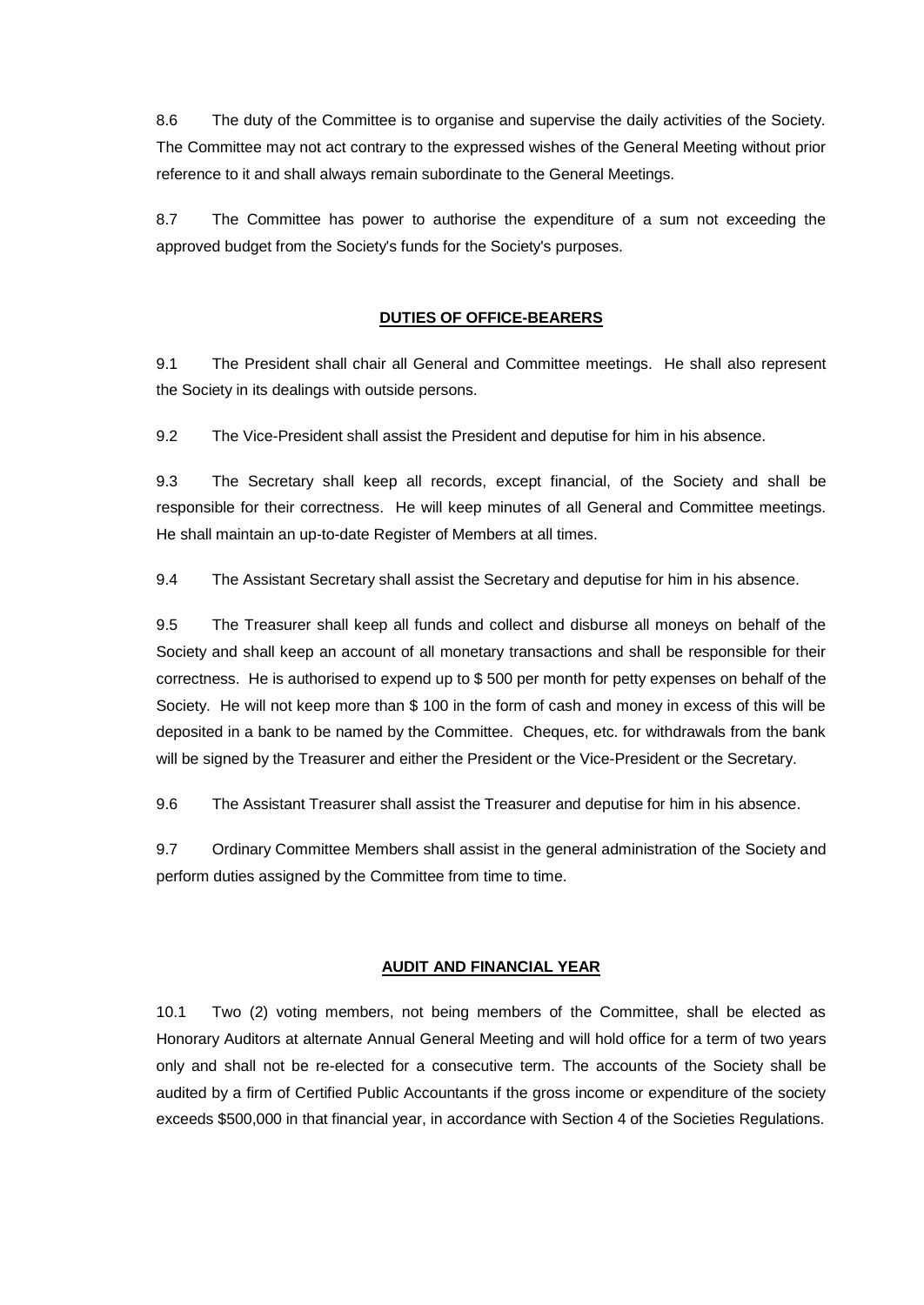8.6 The duty of the Committee is to organise and supervise the daily activities of the Society. The Committee may not act contrary to the expressed wishes of the General Meeting without prior reference to it and shall always remain subordinate to the General Meetings.

8.7 The Committee has power to authorise the expenditure of a sum not exceeding the approved budget from the Society's funds for the Society's purposes.

## **DUTIES OF OFFICE-BEARERS**

9.1 The President shall chair all General and Committee meetings. He shall also represent the Society in its dealings with outside persons.

9.2 The Vice-President shall assist the President and deputise for him in his absence.

9.3 The Secretary shall keep all records, except financial, of the Society and shall be responsible for their correctness. He will keep minutes of all General and Committee meetings. He shall maintain an up-to-date Register of Members at all times.

9.4 The Assistant Secretary shall assist the Secretary and deputise for him in his absence.

9.5 The Treasurer shall keep all funds and collect and disburse all moneys on behalf of the Society and shall keep an account of all monetary transactions and shall be responsible for their correctness. He is authorised to expend up to $ 500 per month for petty expenses on behalf of the Society. He will not keep more than $ 100 in the form of cash and money in excess of this will be deposited in a bank to be named by the Committee. Cheques, etc. for withdrawals from the bank will be signed by the Treasurer and either the President or the Vice-President or the Secretary.

9.6 The Assistant Treasurer shall assist the Treasurer and deputise for him in his absence.

9.7 Ordinary Committee Members shall assist in the general administration of the Society and perform duties assigned by the Committee from time to time.

## **AUDIT AND FINANCIAL YEAR**

10.1 Two (2) voting members, not being members of the Committee, shall be elected as Honorary Auditors at alternate Annual General Meeting and will hold office for a term of two years only and shall not be re-elected for a consecutive term. The accounts of the Society shall be audited by a firm of Certified Public Accountants if the gross income or expenditure of the society exceeds $500,000 in that financial year, in accordance with Section 4 of the Societies Regulations.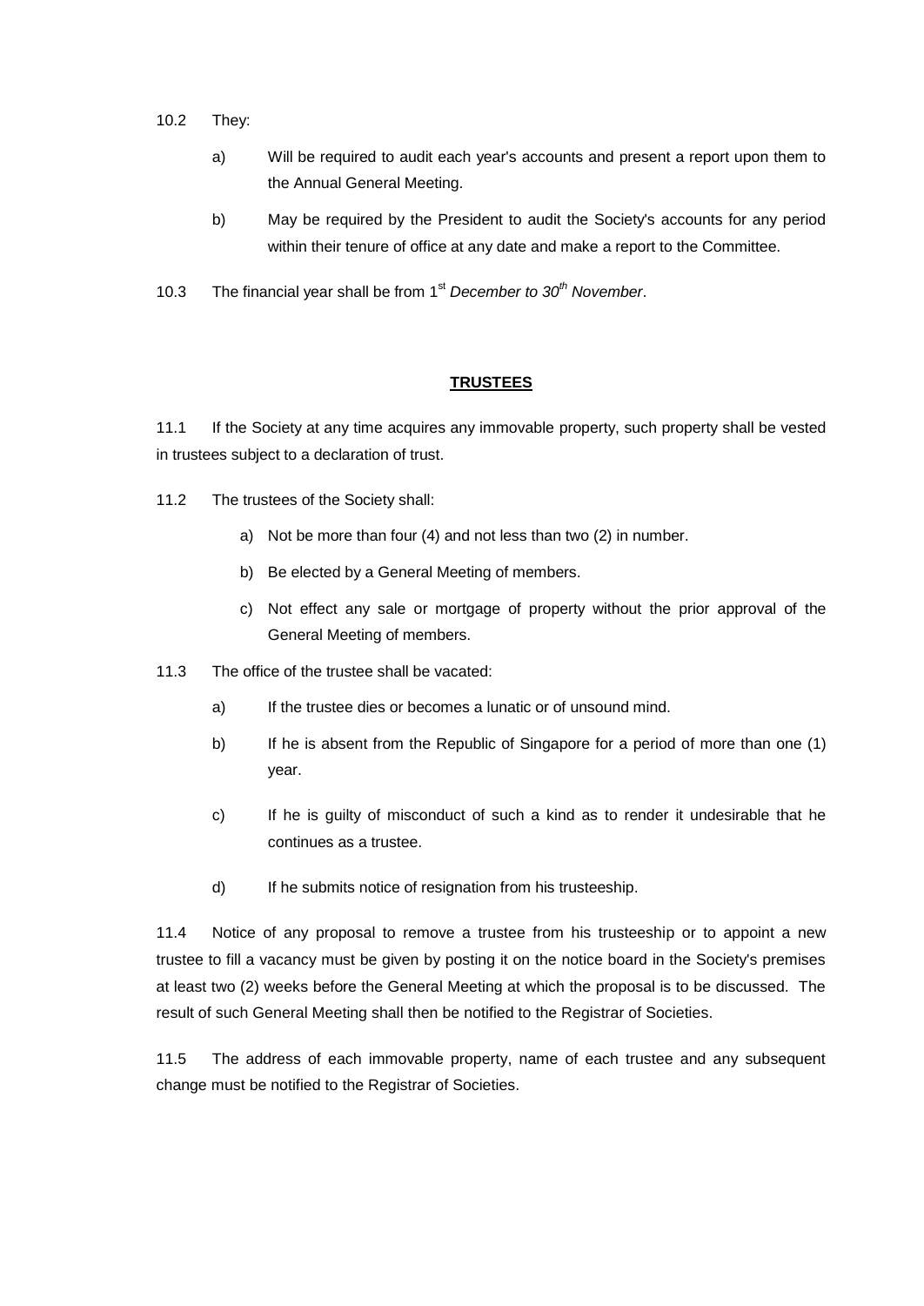10.2 They:

a) Will be required to audit each year's accounts and present a report upon them to the Annual General Meeting.

b) May be required by the President to audit the Society's accounts for any period within their tenure of office at any date and make a report to the Committee.

10.3 The financial year shall be from 1st *December to 30th November*.

## TRUSTEES

11.1 If the Society at any time acquires any immovable property, such property shall be vested in trustees subject to a declaration of trust.

11.2 The trustees of the Society shall:

a) Not be more than four (4) and not less than two (2) in number.

b) Be elected by a General Meeting of members.

c) Not effect any sale or mortgage of property without the prior approval of the General Meeting of members.

11.3 The office of the trustee shall be vacated:

a) If the trustee dies or becomes a lunatic or of unsound mind.

b) If he is absent from the Republic of Singapore for a period of more than one (1) year.

c) If he is guilty of misconduct of such a kind as to render it undesirable that he continues as a trustee.

d) If he submits notice of resignation from his trusteeship.

11.4 Notice of any proposal to remove a trustee from his trusteeship or to appoint a new trustee to fill a vacancy must be given by posting it on the notice board in the Society's premises at least two (2) weeks before the General Meeting at which the proposal is to be discussed. The result of such General Meeting shall then be notified to the Registrar of Societies.

11.5 The address of each immovable property, name of each trustee and any subsequent change must be notified to the Registrar of Societies.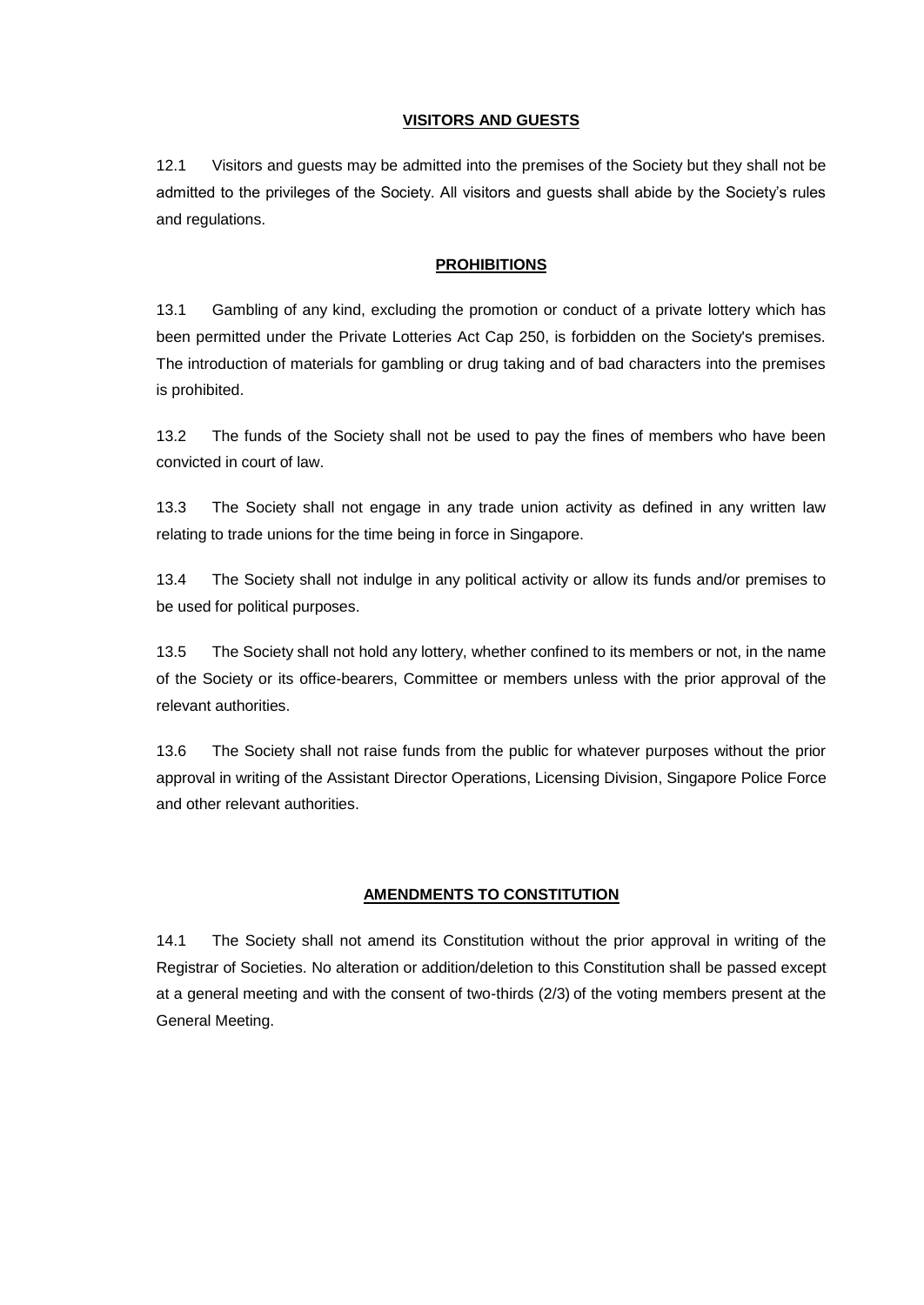## VISITORS AND GUESTS

12.1 Visitors and guests may be admitted into the premises of the Society but they shall not be admitted to the privileges of the Society. All visitors and guests shall abide by the Society's rules and regulations.

## PROHIBITIONS

13.1 Gambling of any kind, excluding the promotion or conduct of a private lottery which has been permitted under the Private Lotteries Act Cap 250, is forbidden on the Society's premises. The introduction of materials for gambling or drug taking and of bad characters into the premises is prohibited.

13.2 The funds of the Society shall not be used to pay the fines of members who have been convicted in court of law.

13.3 The Society shall not engage in any trade union activity as defined in any written law relating to trade unions for the time being in force in Singapore.

13.4 The Society shall not indulge in any political activity or allow its funds and/or premises to be used for political purposes.

13.5 The Society shall not hold any lottery, whether confined to its members or not, in the name of the Society or its office-bearers, Committee or members unless with the prior approval of the relevant authorities.

13.6 The Society shall not raise funds from the public for whatever purposes without the prior approval in writing of the Assistant Director Operations, Licensing Division, Singapore Police Force and other relevant authorities.

## AMENDMENTS TO CONSTITUTION

14.1 The Society shall not amend its Constitution without the prior approval in writing of the Registrar of Societies. No alteration or addition/deletion to this Constitution shall be passed except at a general meeting and with the consent of two-thirds (2/3) of the voting members present at the General Meeting.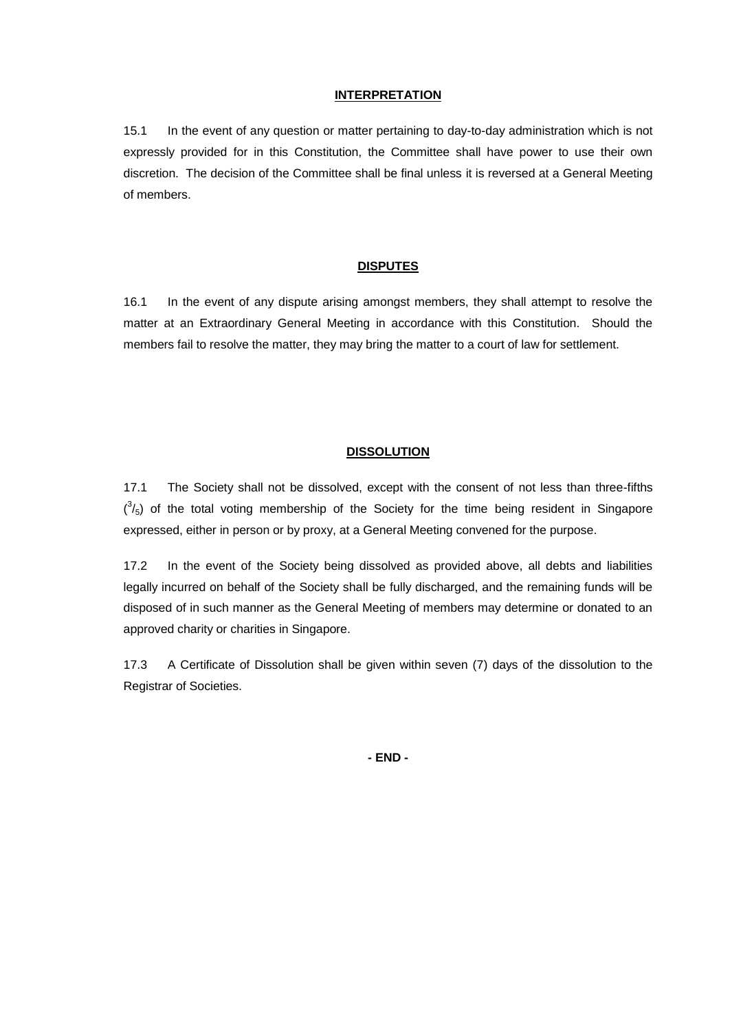## INTERPRETATION

15.1 In the event of any question or matter pertaining to day-to-day administration which is not expressly provided for in this Constitution, the Committee shall have power to use their own discretion. The decision of the Committee shall be final unless it is reversed at a General Meeting of members.

## DISPUTES

16.1 In the event of any dispute arising amongst members, they shall attempt to resolve the matter at an Extraordinary General Meeting in accordance with this Constitution. Should the members fail to resolve the matter, they may bring the matter to a court of law for settlement.

## DISSOLUTION

17.1 The Society shall not be dissolved, except with the consent of not less than three-fifths ($^3/_5$) of the total voting membership of the Society for the time being resident in Singapore expressed, either in person or by proxy, at a General Meeting convened for the purpose.

17.2 In the event of the Society being dissolved as provided above, all debts and liabilities legally incurred on behalf of the Society shall be fully discharged, and the remaining funds will be disposed of in such manner as the General Meeting of members may determine or donated to an approved charity or charities in Singapore.

17.3 A Certificate of Dissolution shall be given within seven (7) days of the dissolution to the Registrar of Societies.

**- END -**